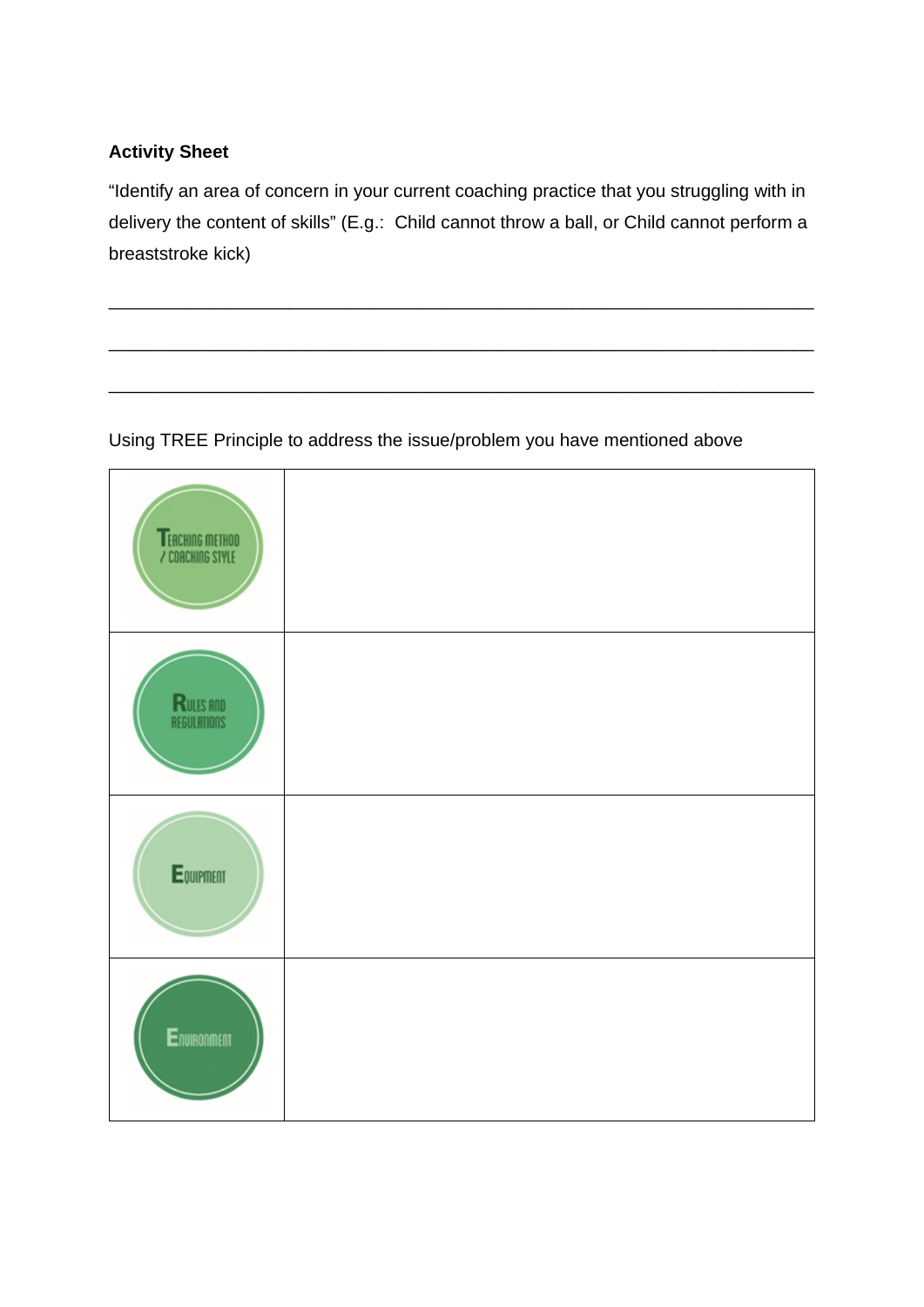**Activity Sheet**

"Identify an area of concern in your current coaching practice that you struggling with in delivery the content of skills" (E.g.: Child cannot throw a ball, or Child cannot perform a breaststroke kick)

\_\_\_\_\_\_\_\_\_\_\_\_\_\_\_\_\_\_\_\_\_\_\_\_\_\_\_\_\_\_\_\_\_\_\_\_\_\_\_\_\_\_\_\_\_\_\_\_\_\_\_\_\_\_\_\_\_\_\_\_\_\_\_\_\_\_\_\_\_\_\_\_

\_\_\_\_\_\_\_\_\_\_\_\_\_\_\_\_\_\_\_\_\_\_\_\_\_\_\_\_\_\_\_\_\_\_\_\_\_\_\_\_\_\_\_\_\_\_\_\_\_\_\_\_\_\_\_\_\_\_\_\_\_\_\_\_\_\_\_\_\_\_\_\_

\_\_\_\_\_\_\_\_\_\_\_\_\_\_\_\_\_\_\_\_\_\_\_\_\_\_\_\_\_\_\_\_\_\_\_\_\_\_\_\_\_\_\_\_\_\_\_\_\_\_\_\_\_\_\_\_\_\_\_\_\_\_\_\_\_\_\_\_\_\_\_\_

Using TREE Principle to address the issue/problem you have mentioned above

| | |
|---|---|
| Teaching method / Coaching style | |
| Rules and Regulations | |
| Equipment | |
| Environment | |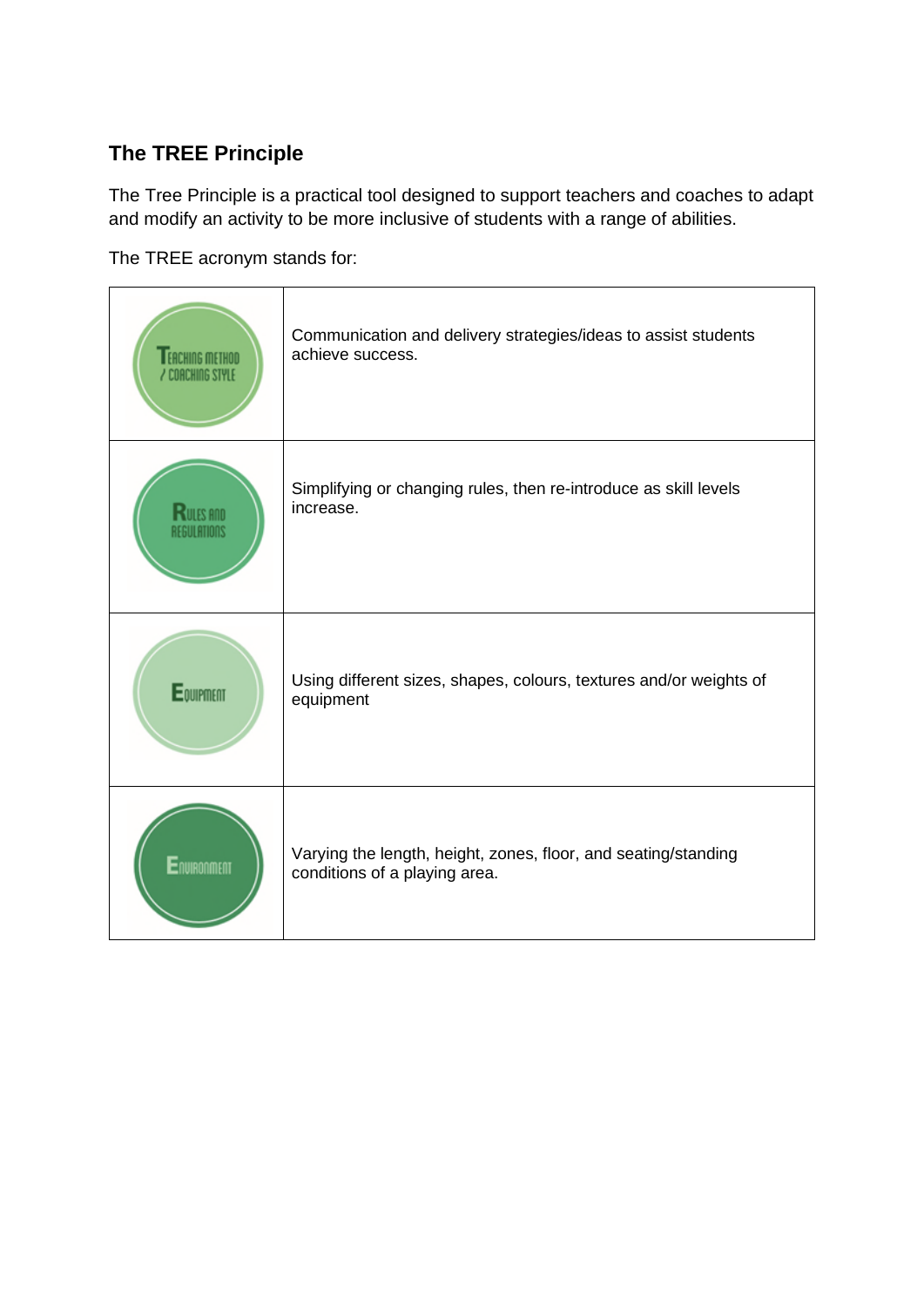## The TREE Principle

The Tree Principle is a practical tool designed to support teachers and coaches to adapt and modify an activity to be more inclusive of students with a range of abilities.

The TREE acronym stands for:

| | |
|---|---|
| Teaching method / Coaching style | Communication and delivery strategies/ideas to assist students achieve success. |
| Rules and Regulations | Simplifying or changing rules, then re-introduce as skill levels increase. |
| Equipment | Using different sizes, shapes, colours, textures and/or weights of equipment |
| Environment | Varying the length, height, zones, floor, and seating/standing conditions of a playing area. |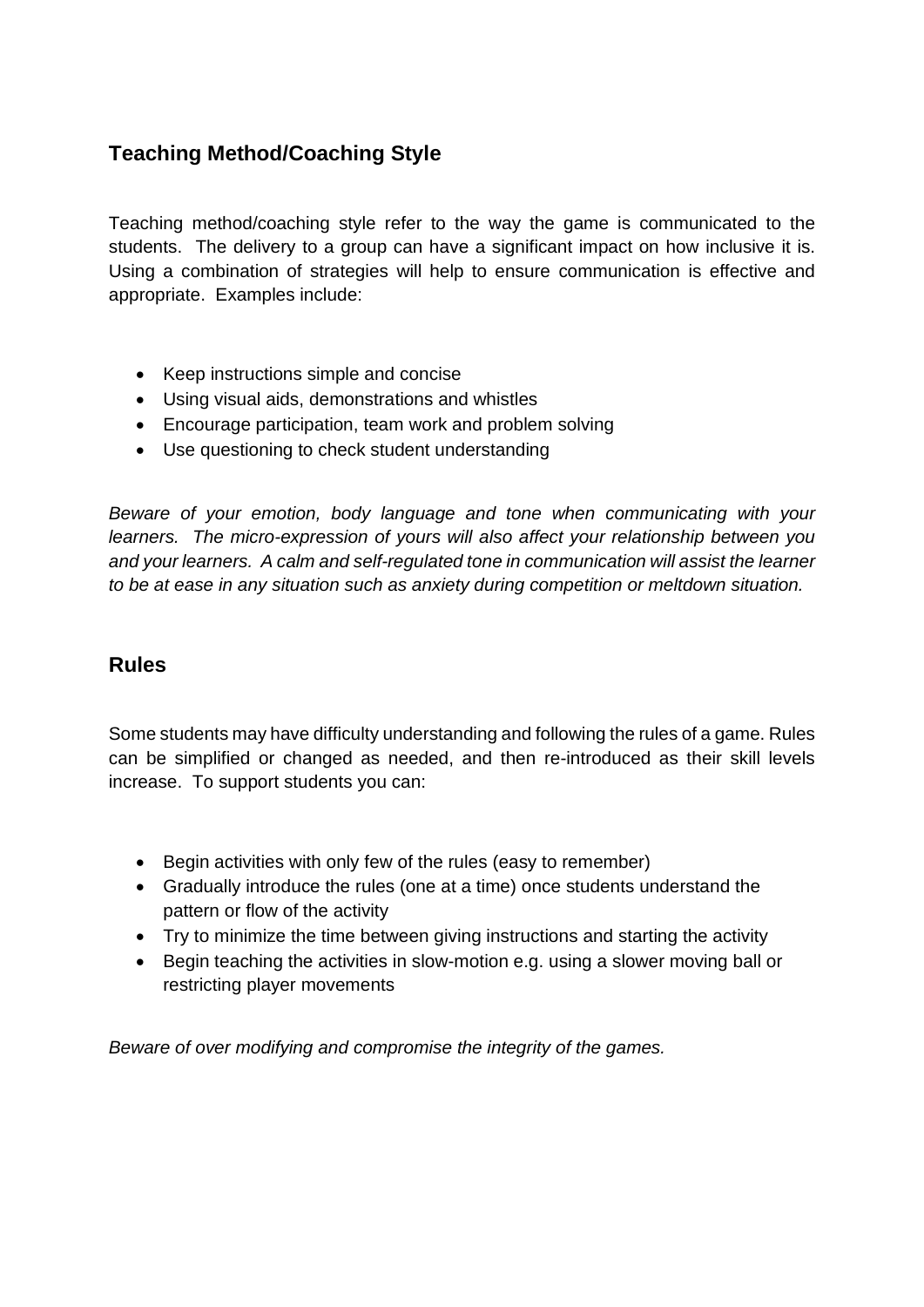## Teaching Method/Coaching Style

Teaching method/coaching style refer to the way the game is communicated to the students. The delivery to a group can have a significant impact on how inclusive it is. Using a combination of strategies will help to ensure communication is effective and appropriate. Examples include:

- Keep instructions simple and concise
- Using visual aids, demonstrations and whistles
- Encourage participation, team work and problem solving
- Use questioning to check student understanding

*Beware of your emotion, body language and tone when communicating with your learners. The micro-expression of yours will also affect your relationship between you and your learners. A calm and self-regulated tone in communication will assist the learner to be at ease in any situation such as anxiety during competition or meltdown situation.*

## Rules

Some students may have difficulty understanding and following the rules of a game. Rules can be simplified or changed as needed, and then re-introduced as their skill levels increase. To support students you can:

- Begin activities with only few of the rules (easy to remember)
- Gradually introduce the rules (one at a time) once students understand the pattern or flow of the activity
- Try to minimize the time between giving instructions and starting the activity
- Begin teaching the activities in slow-motion e.g. using a slower moving ball or restricting player movements

*Beware of over modifying and compromise the integrity of the games.*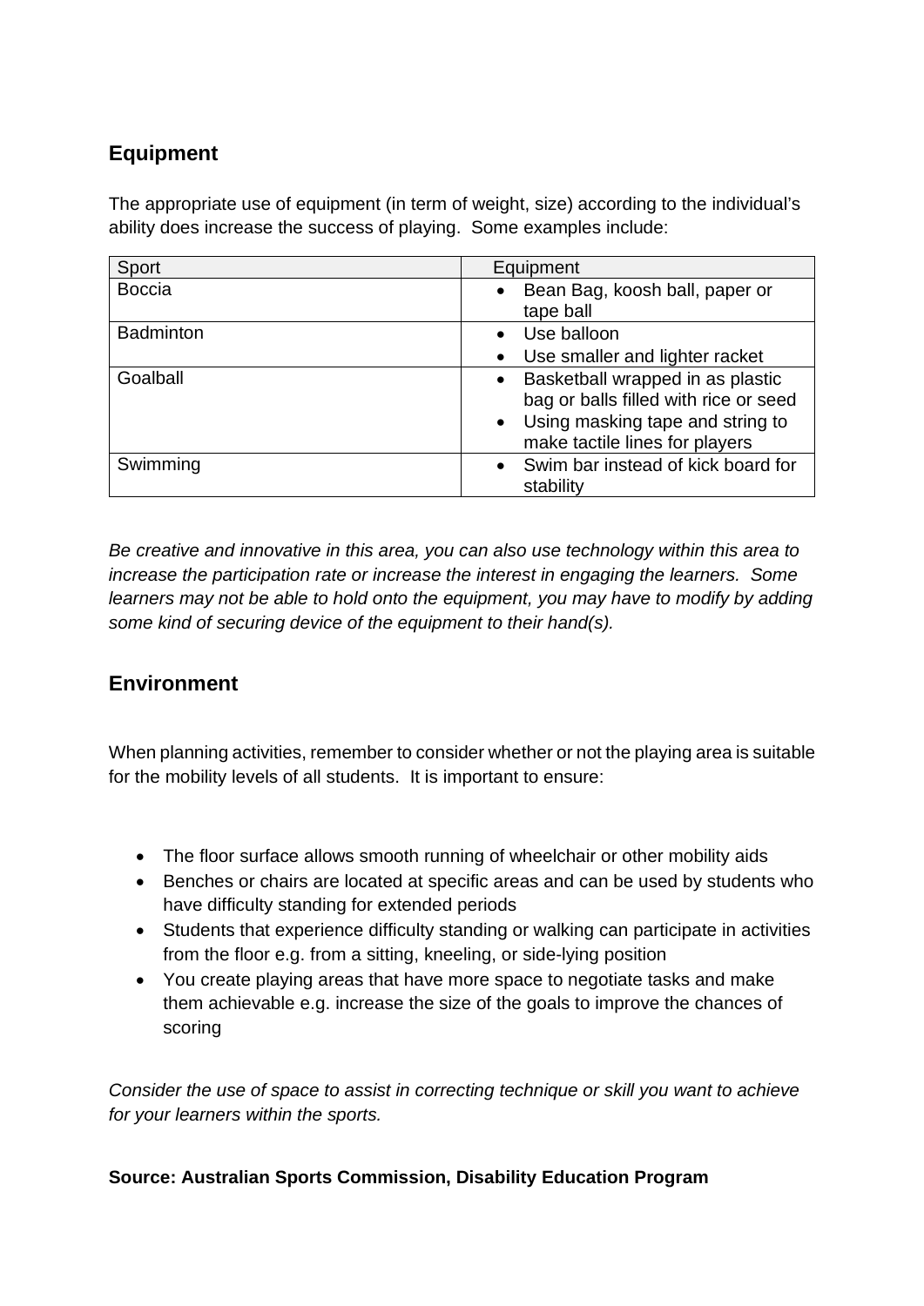## Equipment

The appropriate use of equipment (in term of weight, size) according to the individual's ability does increase the success of playing. Some examples include:

| Sport | Equipment |
| --- | --- |
| Boccia | • Bean Bag, koosh ball, paper or tape ball |
| Badminton | • Use balloon<br>• Use smaller and lighter racket |
| Goalball | • Basketball wrapped in as plastic bag or balls filled with rice or seed<br>• Using masking tape and string to make tactile lines for players |
| Swimming | • Swim bar instead of kick board for stability |

*Be creative and innovative in this area, you can also use technology within this area to increase the participation rate or increase the interest in engaging the learners. Some learners may not be able to hold onto the equipment, you may have to modify by adding some kind of securing device of the equipment to their hand(s).*

## Environment

When planning activities, remember to consider whether or not the playing area is suitable for the mobility levels of all students. It is important to ensure:

- The floor surface allows smooth running of wheelchair or other mobility aids
- Benches or chairs are located at specific areas and can be used by students who have difficulty standing for extended periods
- Students that experience difficulty standing or walking can participate in activities from the floor e.g. from a sitting, kneeling, or side-lying position
- You create playing areas that have more space to negotiate tasks and make them achievable e.g. increase the size of the goals to improve the chances of scoring

*Consider the use of space to assist in correcting technique or skill you want to achieve for your learners within the sports.*

**Source: Australian Sports Commission, Disability Education Program**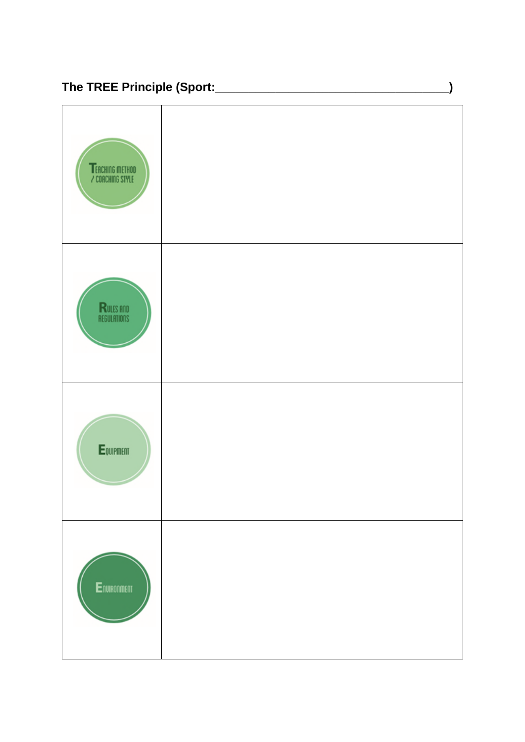**The TREE Principle (Sport:_______________________________________)**

| | |
|---|---|
| Teaching method / coaching style | |
| Rules and regulations | |
| Equipment | |
| Environment | |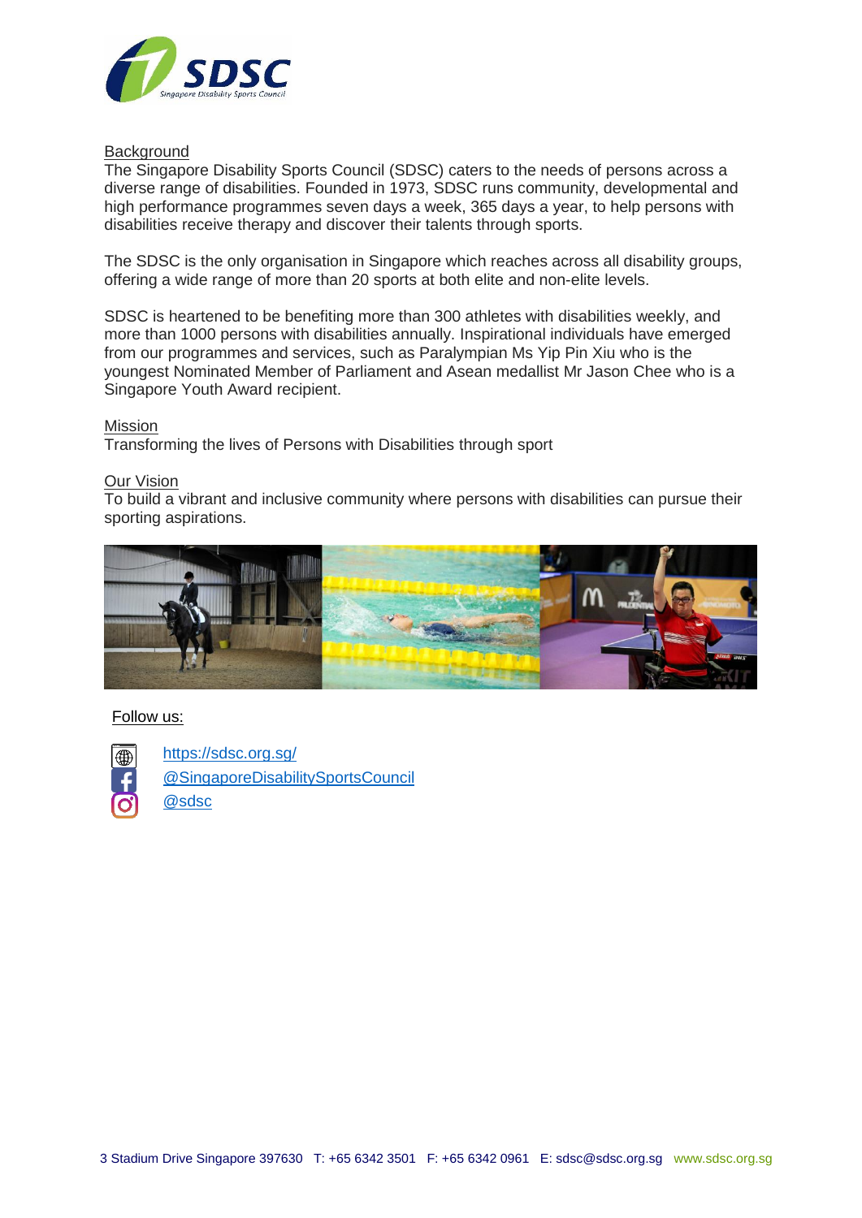## Background

The Singapore Disability Sports Council (SDSC) caters to the needs of persons across a diverse range of disabilities. Founded in 1973, SDSC runs community, developmental and high performance programmes seven days a week, 365 days a year, to help persons with disabilities receive therapy and discover their talents through sports.

The SDSC is the only organisation in Singapore which reaches across all disability groups, offering a wide range of more than 20 sports at both elite and non-elite levels.

SDSC is heartened to be benefiting more than 300 athletes with disabilities weekly, and more than 1000 persons with disabilities annually. Inspirational individuals have emerged from our programmes and services, such as Paralympian Ms Yip Pin Xiu who is the youngest Nominated Member of Parliament and Asean medallist Mr Jason Chee who is a Singapore Youth Award recipient.

## Mission

Transforming the lives of Persons with Disabilities through sport

## Our Vision

To build a vibrant and inclusive community where persons with disabilities can pursue their sporting aspirations.

## Follow us:

https://sdsc.org.sg/
@SingaporeDisabilitySportsCouncil
@sdsc

3 Stadium Drive Singapore 397630 T: +65 6342 3501 F: +65 6342 0961 E: sdsc@sdsc.org.sg www.sdsc.org.sg